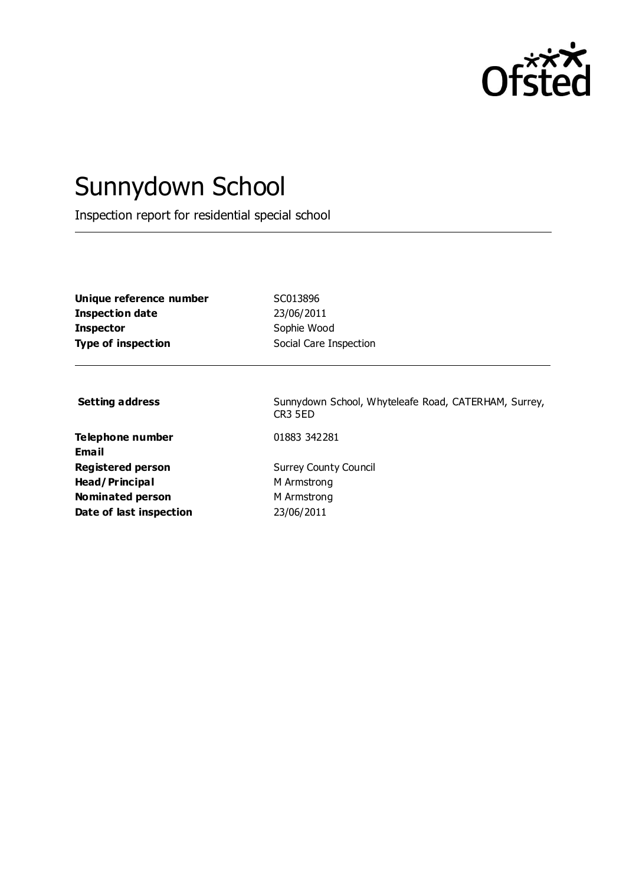Ofsted

# Sunnydown School

Inspection report for residential special school

| | |
|---|---|
| **Unique reference number** | SC013896 |
| **Inspection date** | 23/06/2011 |
| **Inspector** | Sophie Wood |
| **Type of inspection** | Social Care Inspection |

| | |
|---|---|
| **Setting address** | Sunnydown School, Whyteleafe Road, CATERHAM, Surrey, CR3 5ED |
| **Telephone number** | 01883 342281 |
| **Email** | |
| **Registered person** | Surrey County Council |
| **Head/Principal** | M Armstrong |
| **Nominated person** | M Armstrong |
| **Date of last inspection** | 23/06/2011 |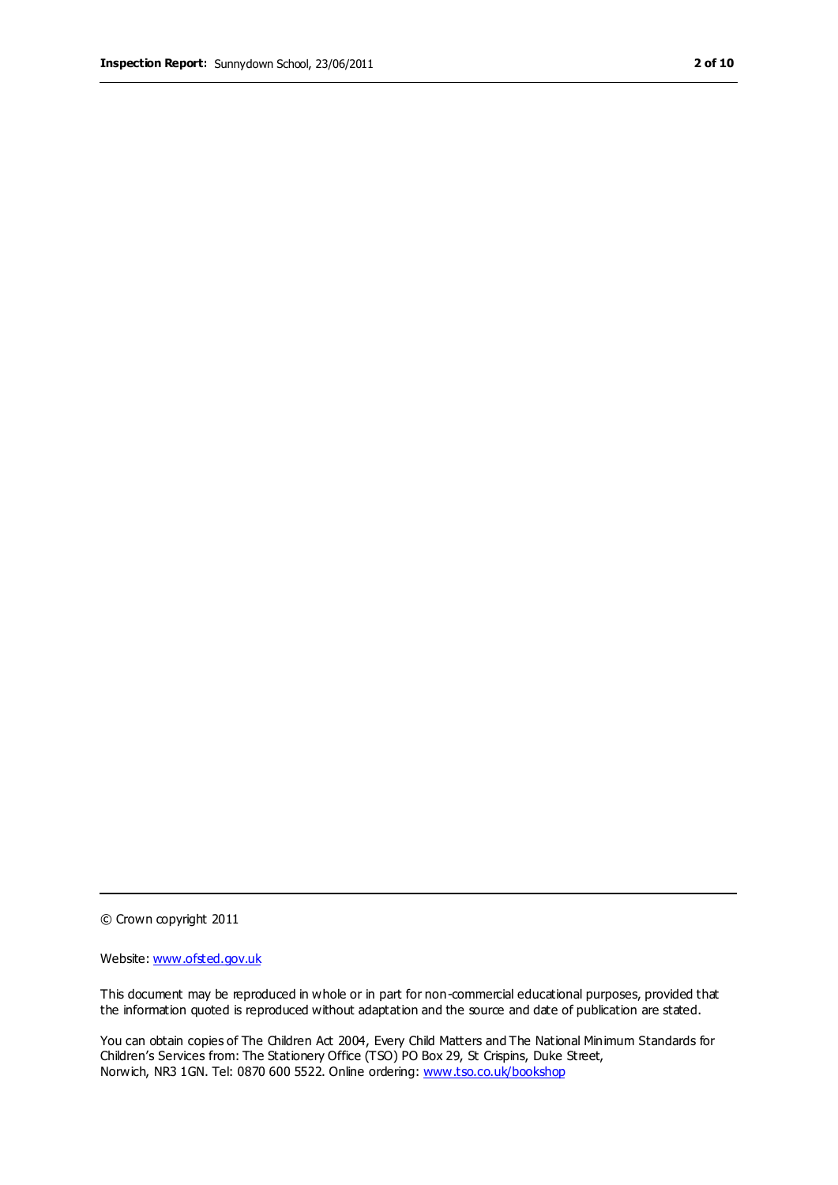© Crown copyright 2011

Website: [www.ofsted.gov.uk](http://www.ofsted.gov.uk)

This document may be reproduced in whole or in part for non-commercial educational purposes, provided that the information quoted is reproduced without adaptation and the source and date of publication are stated.

You can obtain copies of The Children Act 2004, Every Child Matters and The National Minimum Standards for Children's Services from: The Stationery Office (TSO) PO Box 29, St Crispins, Duke Street, Norwich, NR3 1GN. Tel: 0870 600 5522. Online ordering: [www.tso.co.uk/bookshop](http://www.tso.co.uk/bookshop)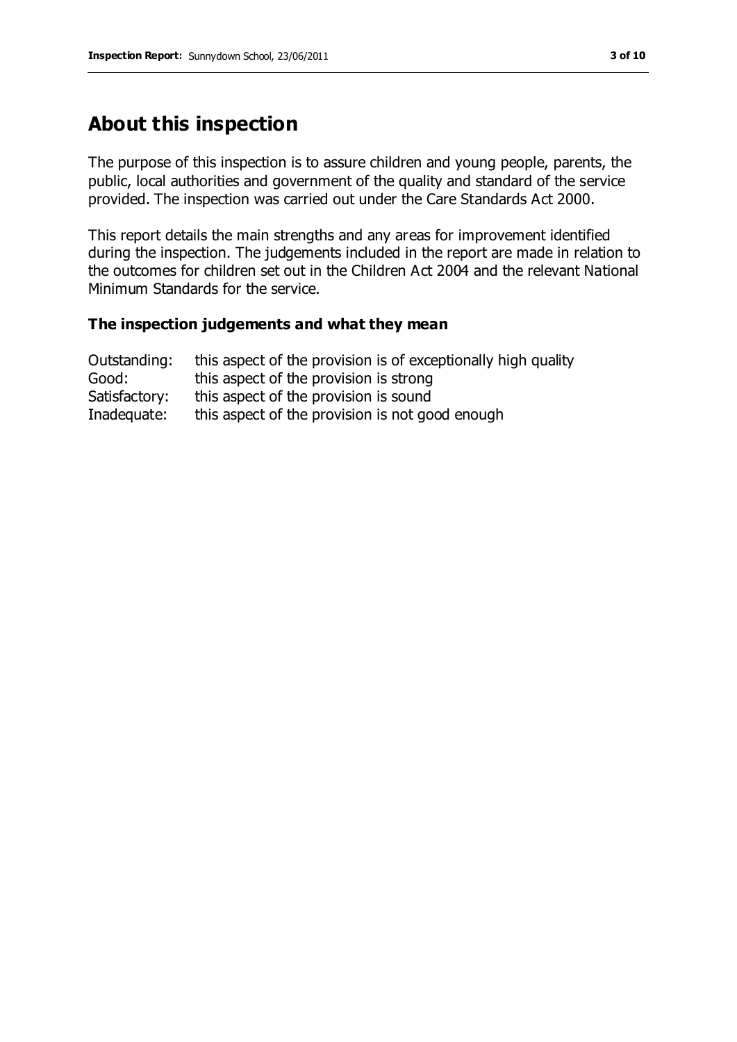# About this inspection

The purpose of this inspection is to assure children and young people, parents, the public, local authorities and government of the quality and standard of the service provided. The inspection was carried out under the Care Standards Act 2000.

This report details the main strengths and any areas for improvement identified during the inspection. The judgements included in the report are made in relation to the outcomes for children set out in the Children Act 2004 and the relevant National Minimum Standards for the service.

### The inspection judgements and what they mean

| | |
|---|---|
| Outstanding: | this aspect of the provision is of exceptionally high quality |
| Good: | this aspect of the provision is strong |
| Satisfactory: | this aspect of the provision is sound |
| Inadequate: | this aspect of the provision is not good enough |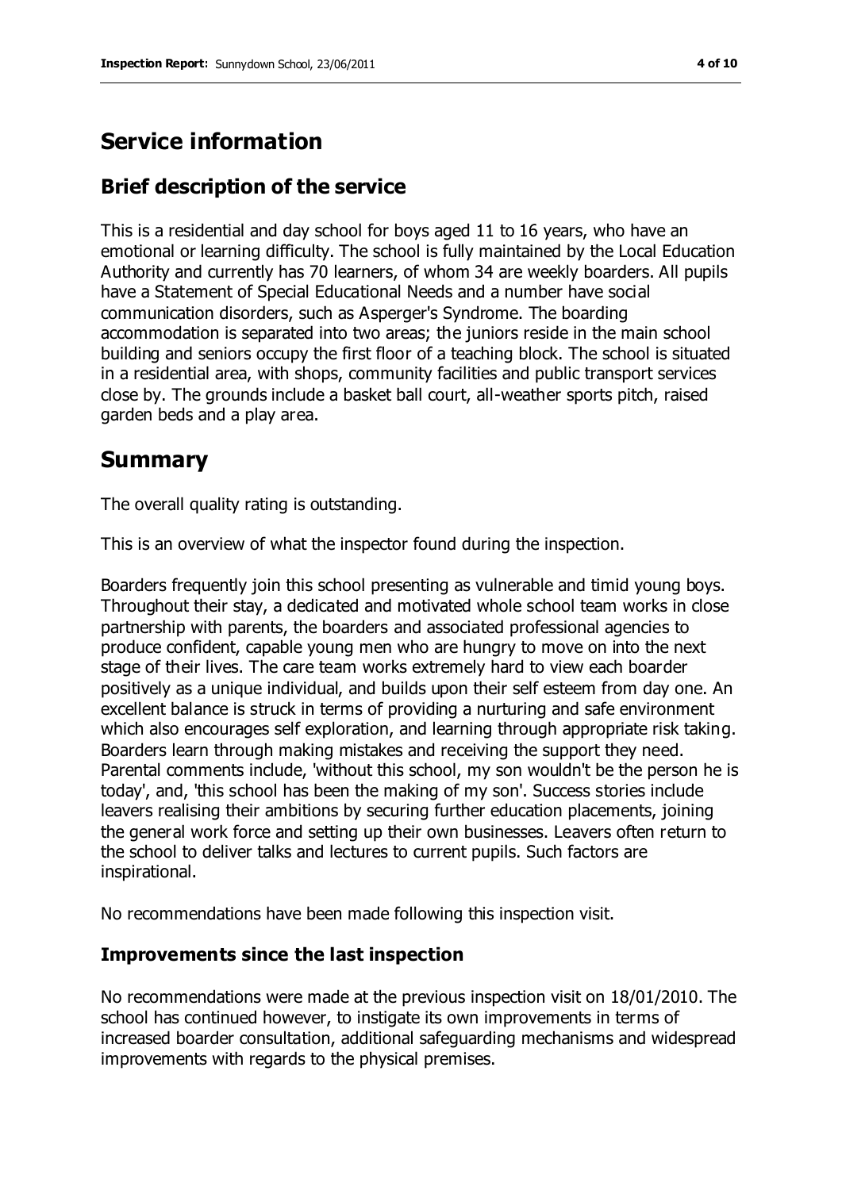# Service information

## Brief description of the service

This is a residential and day school for boys aged 11 to 16 years, who have an emotional or learning difficulty. The school is fully maintained by the Local Education Authority and currently has 70 learners, of whom 34 are weekly boarders. All pupils have a Statement of Special Educational Needs and a number have social communication disorders, such as Asperger's Syndrome. The boarding accommodation is separated into two areas; the juniors reside in the main school building and seniors occupy the first floor of a teaching block. The school is situated in a residential area, with shops, community facilities and public transport services close by. The grounds include a basket ball court, all-weather sports pitch, raised garden beds and a play area.

# Summary

The overall quality rating is outstanding.

This is an overview of what the inspector found during the inspection.

Boarders frequently join this school presenting as vulnerable and timid young boys. Throughout their stay, a dedicated and motivated whole school team works in close partnership with parents, the boarders and associated professional agencies to produce confident, capable young men who are hungry to move on into the next stage of their lives. The care team works extremely hard to view each boarder positively as a unique individual, and builds upon their self esteem from day one. An excellent balance is struck in terms of providing a nurturing and safe environment which also encourages self exploration, and learning through appropriate risk taking. Boarders learn through making mistakes and receiving the support they need. Parental comments include, 'without this school, my son wouldn't be the person he is today', and, 'this school has been the making of my son'. Success stories include leavers realising their ambitions by securing further education placements, joining the general work force and setting up their own businesses. Leavers often return to the school to deliver talks and lectures to current pupils. Such factors are inspirational.

No recommendations have been made following this inspection visit.

## Improvements since the last inspection

No recommendations were made at the previous inspection visit on 18/01/2010. The school has continued however, to instigate its own improvements in terms of increased boarder consultation, additional safeguarding mechanisms and widespread improvements with regards to the physical premises.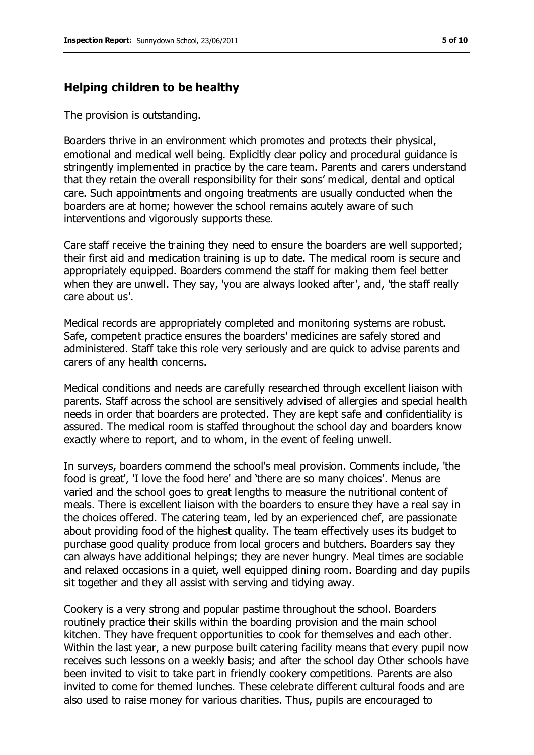## Helping children to be healthy

The provision is outstanding.

Boarders thrive in an environment which promotes and protects their physical, emotional and medical well being. Explicitly clear policy and procedural guidance is stringently implemented in practice by the care team. Parents and carers understand that they retain the overall responsibility for their sons' medical, dental and optical care. Such appointments and ongoing treatments are usually conducted when the boarders are at home; however the school remains acutely aware of such interventions and vigorously supports these.

Care staff receive the training they need to ensure the boarders are well supported; their first aid and medication training is up to date. The medical room is secure and appropriately equipped. Boarders commend the staff for making them feel better when they are unwell. They say, 'you are always looked after', and, 'the staff really care about us'.

Medical records are appropriately completed and monitoring systems are robust. Safe, competent practice ensures the boarders' medicines are safely stored and administered. Staff take this role very seriously and are quick to advise parents and carers of any health concerns.

Medical conditions and needs are carefully researched through excellent liaison with parents. Staff across the school are sensitively advised of allergies and special health needs in order that boarders are protected. They are kept safe and confidentiality is assured. The medical room is staffed throughout the school day and boarders know exactly where to report, and to whom, in the event of feeling unwell.

In surveys, boarders commend the school's meal provision. Comments include, 'the food is great', 'I love the food here' and 'there are so many choices'. Menus are varied and the school goes to great lengths to measure the nutritional content of meals. There is excellent liaison with the boarders to ensure they have a real say in the choices offered. The catering team, led by an experienced chef, are passionate about providing food of the highest quality. The team effectively uses its budget to purchase good quality produce from local grocers and butchers. Boarders say they can always have additional helpings; they are never hungry. Meal times are sociable and relaxed occasions in a quiet, well equipped dining room. Boarding and day pupils sit together and they all assist with serving and tidying away.

Cookery is a very strong and popular pastime throughout the school. Boarders routinely practice their skills within the boarding provision and the main school kitchen. They have frequent opportunities to cook for themselves and each other. Within the last year, a new purpose built catering facility means that every pupil now receives such lessons on a weekly basis; and after the school day Other schools have been invited to visit to take part in friendly cookery competitions. Parents are also invited to come for themed lunches. These celebrate different cultural foods and are also used to raise money for various charities. Thus, pupils are encouraged to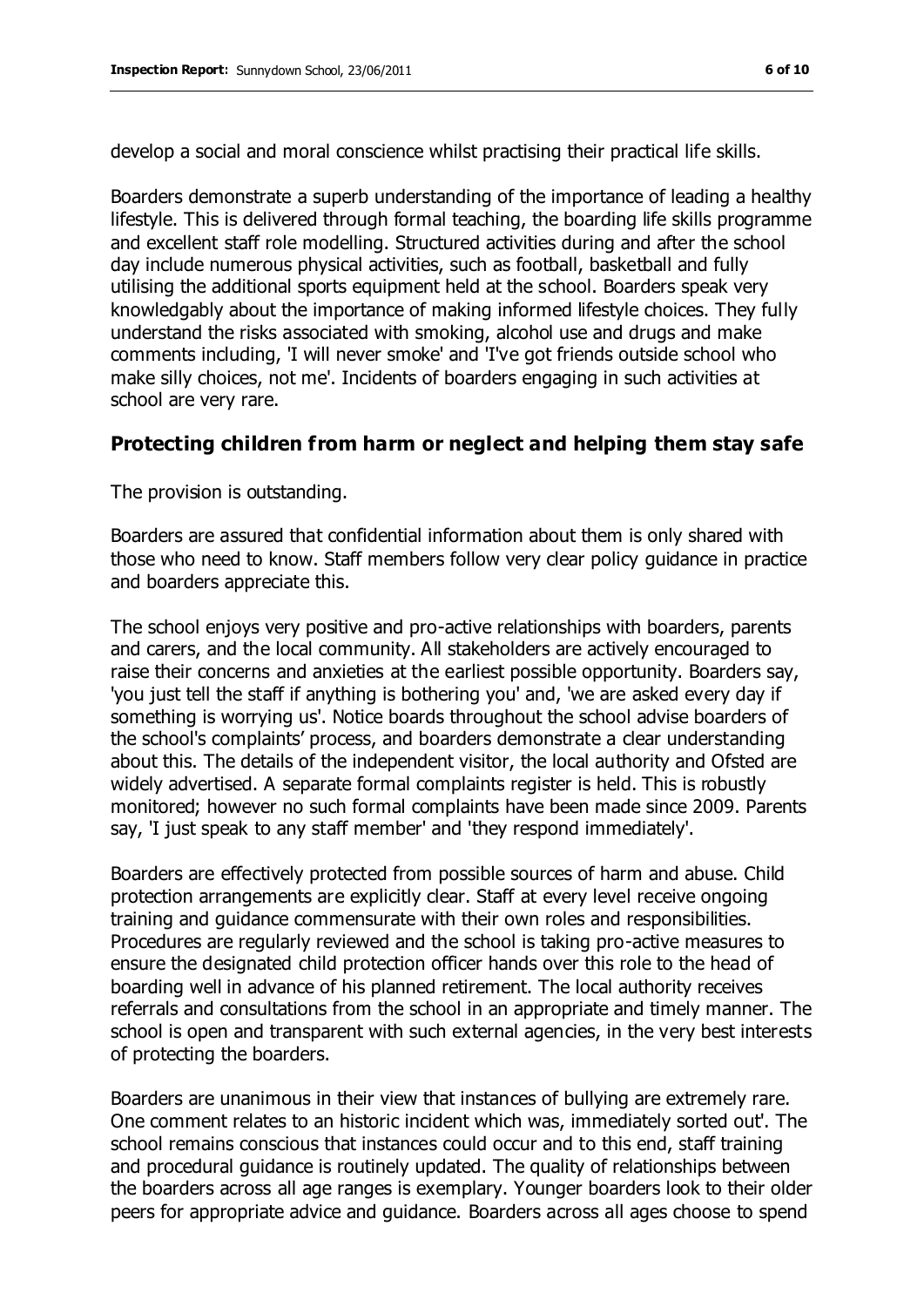develop a social and moral conscience whilst practising their practical life skills.

Boarders demonstrate a superb understanding of the importance of leading a healthy lifestyle. This is delivered through formal teaching, the boarding life skills programme and excellent staff role modelling. Structured activities during and after the school day include numerous physical activities, such as football, basketball and fully utilising the additional sports equipment held at the school. Boarders speak very knowledgably about the importance of making informed lifestyle choices. They fully understand the risks associated with smoking, alcohol use and drugs and make comments including, 'I will never smoke' and 'I've got friends outside school who make silly choices, not me'. Incidents of boarders engaging in such activities at school are very rare.

### Protecting children from harm or neglect and helping them stay safe

The provision is outstanding.

Boarders are assured that confidential information about them is only shared with those who need to know. Staff members follow very clear policy guidance in practice and boarders appreciate this.

The school enjoys very positive and pro-active relationships with boarders, parents and carers, and the local community. All stakeholders are actively encouraged to raise their concerns and anxieties at the earliest possible opportunity. Boarders say, 'you just tell the staff if anything is bothering you' and, 'we are asked every day if something is worrying us'. Notice boards throughout the school advise boarders of the school's complaints' process, and boarders demonstrate a clear understanding about this. The details of the independent visitor, the local authority and Ofsted are widely advertised. A separate formal complaints register is held. This is robustly monitored; however no such formal complaints have been made since 2009. Parents say, 'I just speak to any staff member' and 'they respond immediately'.

Boarders are effectively protected from possible sources of harm and abuse. Child protection arrangements are explicitly clear. Staff at every level receive ongoing training and guidance commensurate with their own roles and responsibilities. Procedures are regularly reviewed and the school is taking pro-active measures to ensure the designated child protection officer hands over this role to the head of boarding well in advance of his planned retirement. The local authority receives referrals and consultations from the school in an appropriate and timely manner. The school is open and transparent with such external agencies, in the very best interests of protecting the boarders.

Boarders are unanimous in their view that instances of bullying are extremely rare. One comment relates to an historic incident which was, immediately sorted out'. The school remains conscious that instances could occur and to this end, staff training and procedural guidance is routinely updated. The quality of relationships between the boarders across all age ranges is exemplary. Younger boarders look to their older peers for appropriate advice and guidance. Boarders across all ages choose to spend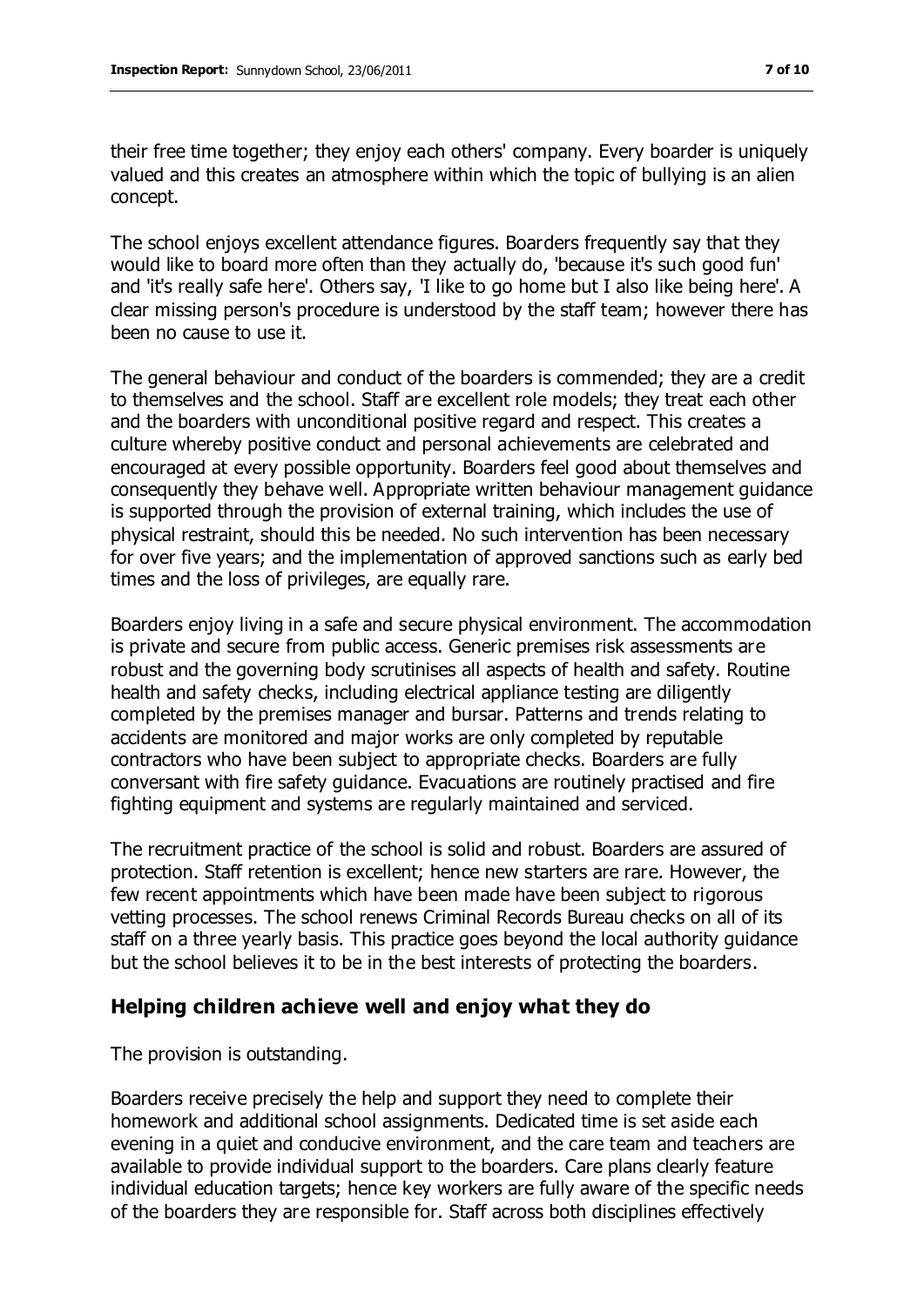their free time together; they enjoy each others' company. Every boarder is uniquely valued and this creates an atmosphere within which the topic of bullying is an alien concept.

The school enjoys excellent attendance figures. Boarders frequently say that they would like to board more often than they actually do, 'because it's such good fun' and 'it's really safe here'. Others say, 'I like to go home but I also like being here'. A clear missing person's procedure is understood by the staff team; however there has been no cause to use it.

The general behaviour and conduct of the boarders is commended; they are a credit to themselves and the school. Staff are excellent role models; they treat each other and the boarders with unconditional positive regard and respect. This creates a culture whereby positive conduct and personal achievements are celebrated and encouraged at every possible opportunity. Boarders feel good about themselves and consequently they behave well. Appropriate written behaviour management guidance is supported through the provision of external training, which includes the use of physical restraint, should this be needed. No such intervention has been necessary for over five years; and the implementation of approved sanctions such as early bed times and the loss of privileges, are equally rare.

Boarders enjoy living in a safe and secure physical environment. The accommodation is private and secure from public access. Generic premises risk assessments are robust and the governing body scrutinises all aspects of health and safety. Routine health and safety checks, including electrical appliance testing are diligently completed by the premises manager and bursar. Patterns and trends relating to accidents are monitored and major works are only completed by reputable contractors who have been subject to appropriate checks. Boarders are fully conversant with fire safety guidance. Evacuations are routinely practised and fire fighting equipment and systems are regularly maintained and serviced.

The recruitment practice of the school is solid and robust. Boarders are assured of protection. Staff retention is excellent; hence new starters are rare. However, the few recent appointments which have been made have been subject to rigorous vetting processes. The school renews Criminal Records Bureau checks on all of its staff on a three yearly basis. This practice goes beyond the local authority guidance but the school believes it to be in the best interests of protecting the boarders.

## Helping children achieve well and enjoy what they do

The provision is outstanding.

Boarders receive precisely the help and support they need to complete their homework and additional school assignments. Dedicated time is set aside each evening in a quiet and conducive environment, and the care team and teachers are available to provide individual support to the boarders. Care plans clearly feature individual education targets; hence key workers are fully aware of the specific needs of the boarders they are responsible for. Staff across both disciplines effectively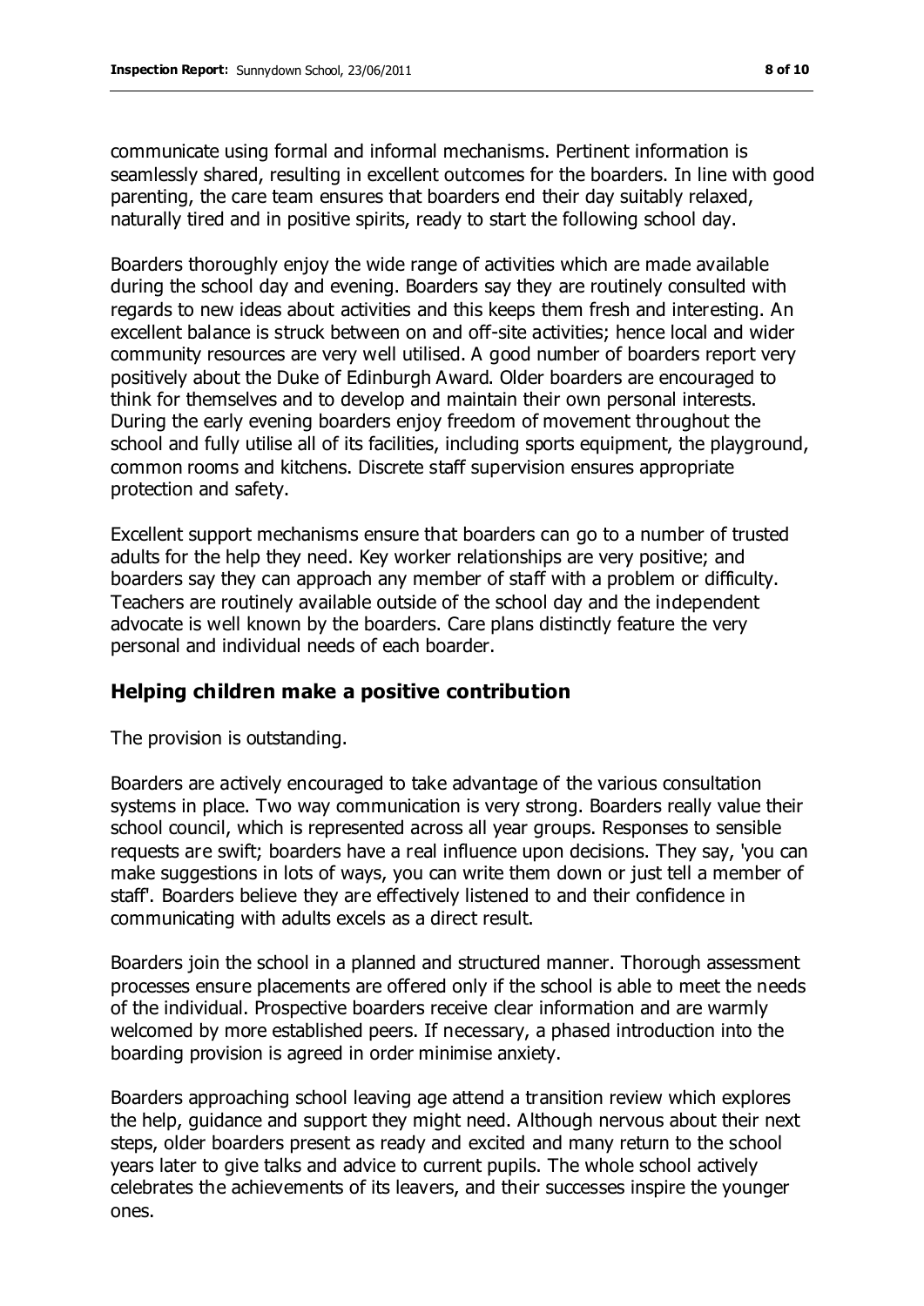communicate using formal and informal mechanisms. Pertinent information is seamlessly shared, resulting in excellent outcomes for the boarders. In line with good parenting, the care team ensures that boarders end their day suitably relaxed, naturally tired and in positive spirits, ready to start the following school day.

Boarders thoroughly enjoy the wide range of activities which are made available during the school day and evening. Boarders say they are routinely consulted with regards to new ideas about activities and this keeps them fresh and interesting. An excellent balance is struck between on and off-site activities; hence local and wider community resources are very well utilised. A good number of boarders report very positively about the Duke of Edinburgh Award. Older boarders are encouraged to think for themselves and to develop and maintain their own personal interests. During the early evening boarders enjoy freedom of movement throughout the school and fully utilise all of its facilities, including sports equipment, the playground, common rooms and kitchens. Discrete staff supervision ensures appropriate protection and safety.

Excellent support mechanisms ensure that boarders can go to a number of trusted adults for the help they need. Key worker relationships are very positive; and boarders say they can approach any member of staff with a problem or difficulty. Teachers are routinely available outside of the school day and the independent advocate is well known by the boarders. Care plans distinctly feature the very personal and individual needs of each boarder.

## Helping children make a positive contribution

The provision is outstanding.

Boarders are actively encouraged to take advantage of the various consultation systems in place. Two way communication is very strong. Boarders really value their school council, which is represented across all year groups. Responses to sensible requests are swift; boarders have a real influence upon decisions. They say, 'you can make suggestions in lots of ways, you can write them down or just tell a member of staff'. Boarders believe they are effectively listened to and their confidence in communicating with adults excels as a direct result.

Boarders join the school in a planned and structured manner. Thorough assessment processes ensure placements are offered only if the school is able to meet the needs of the individual. Prospective boarders receive clear information and are warmly welcomed by more established peers. If necessary, a phased introduction into the boarding provision is agreed in order minimise anxiety.

Boarders approaching school leaving age attend a transition review which explores the help, guidance and support they might need. Although nervous about their next steps, older boarders present as ready and excited and many return to the school years later to give talks and advice to current pupils. The whole school actively celebrates the achievements of its leavers, and their successes inspire the younger ones.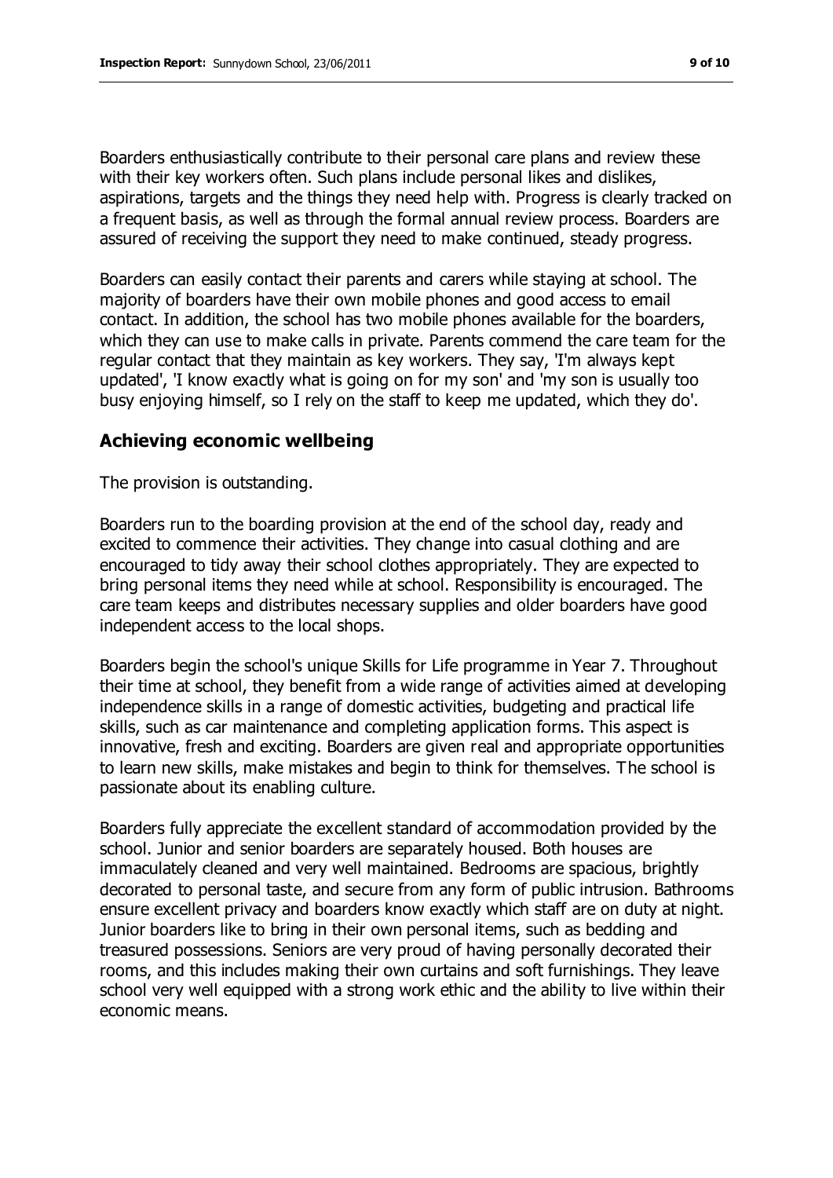Boarders enthusiastically contribute to their personal care plans and review these with their key workers often. Such plans include personal likes and dislikes, aspirations, targets and the things they need help with. Progress is clearly tracked on a frequent basis, as well as through the formal annual review process. Boarders are assured of receiving the support they need to make continued, steady progress.

Boarders can easily contact their parents and carers while staying at school. The majority of boarders have their own mobile phones and good access to email contact. In addition, the school has two mobile phones available for the boarders, which they can use to make calls in private. Parents commend the care team for the regular contact that they maintain as key workers. They say, 'I'm always kept updated', 'I know exactly what is going on for my son' and 'my son is usually too busy enjoying himself, so I rely on the staff to keep me updated, which they do'.

## Achieving economic wellbeing

The provision is outstanding.

Boarders run to the boarding provision at the end of the school day, ready and excited to commence their activities. They change into casual clothing and are encouraged to tidy away their school clothes appropriately. They are expected to bring personal items they need while at school. Responsibility is encouraged. The care team keeps and distributes necessary supplies and older boarders have good independent access to the local shops.

Boarders begin the school's unique Skills for Life programme in Year 7. Throughout their time at school, they benefit from a wide range of activities aimed at developing independence skills in a range of domestic activities, budgeting and practical life skills, such as car maintenance and completing application forms. This aspect is innovative, fresh and exciting. Boarders are given real and appropriate opportunities to learn new skills, make mistakes and begin to think for themselves. The school is passionate about its enabling culture.

Boarders fully appreciate the excellent standard of accommodation provided by the school. Junior and senior boarders are separately housed. Both houses are immaculately cleaned and very well maintained. Bedrooms are spacious, brightly decorated to personal taste, and secure from any form of public intrusion. Bathrooms ensure excellent privacy and boarders know exactly which staff are on duty at night. Junior boarders like to bring in their own personal items, such as bedding and treasured possessions. Seniors are very proud of having personally decorated their rooms, and this includes making their own curtains and soft furnishings. They leave school very well equipped with a strong work ethic and the ability to live within their economic means.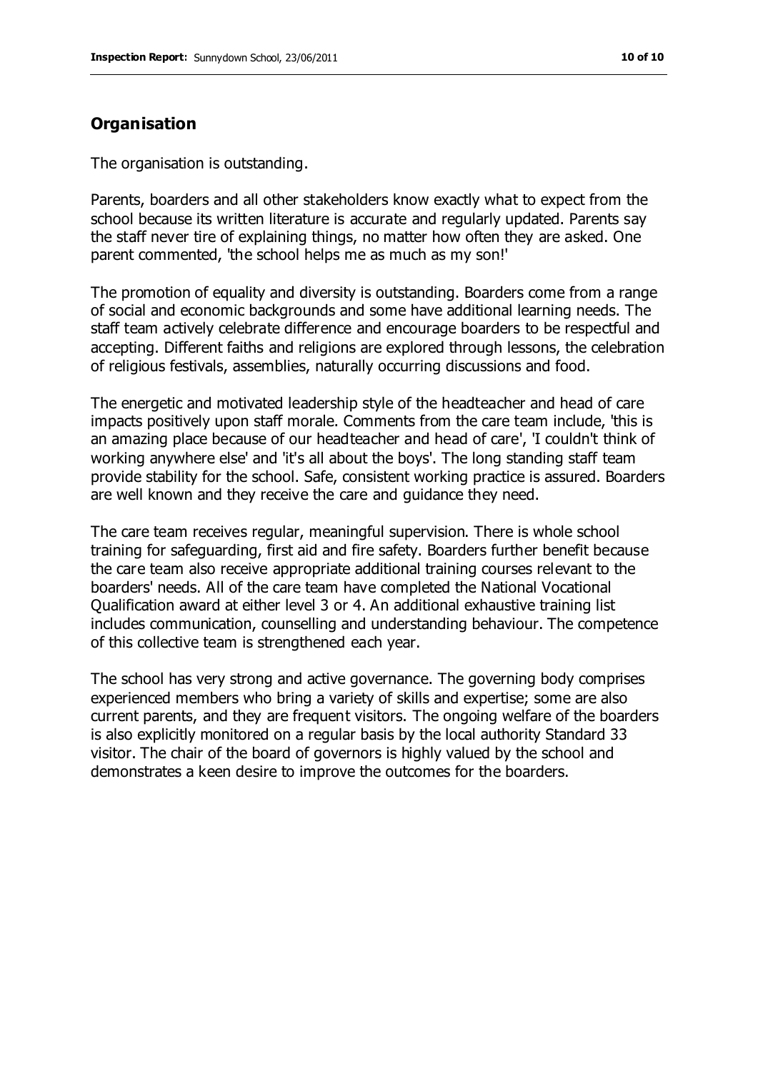## Organisation

The organisation is outstanding.

Parents, boarders and all other stakeholders know exactly what to expect from the school because its written literature is accurate and regularly updated. Parents say the staff never tire of explaining things, no matter how often they are asked. One parent commented, 'the school helps me as much as my son!'

The promotion of equality and diversity is outstanding. Boarders come from a range of social and economic backgrounds and some have additional learning needs. The staff team actively celebrate difference and encourage boarders to be respectful and accepting. Different faiths and religions are explored through lessons, the celebration of religious festivals, assemblies, naturally occurring discussions and food.

The energetic and motivated leadership style of the headteacher and head of care impacts positively upon staff morale. Comments from the care team include, 'this is an amazing place because of our headteacher and head of care', 'I couldn't think of working anywhere else' and 'it's all about the boys'. The long standing staff team provide stability for the school. Safe, consistent working practice is assured. Boarders are well known and they receive the care and guidance they need.

The care team receives regular, meaningful supervision. There is whole school training for safeguarding, first aid and fire safety. Boarders further benefit because the care team also receive appropriate additional training courses relevant to the boarders' needs. All of the care team have completed the National Vocational Qualification award at either level 3 or 4. An additional exhaustive training list includes communication, counselling and understanding behaviour. The competence of this collective team is strengthened each year.

The school has very strong and active governance. The governing body comprises experienced members who bring a variety of skills and expertise; some are also current parents, and they are frequent visitors. The ongoing welfare of the boarders is also explicitly monitored on a regular basis by the local authority Standard 33 visitor. The chair of the board of governors is highly valued by the school and demonstrates a keen desire to improve the outcomes for the boarders.